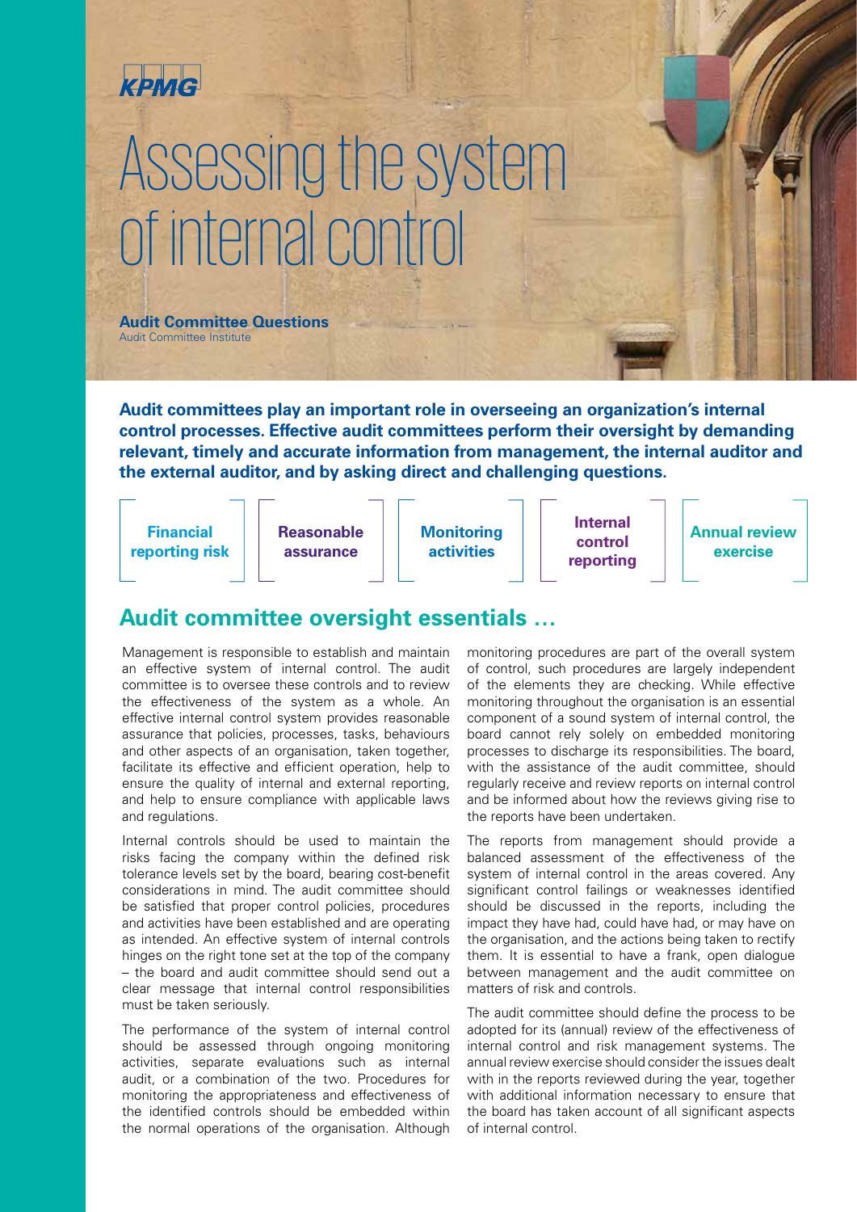KPMG

# Assessing the system of internal control

**Audit Committee Questions**
Audit Committee Institute

**Audit committees play an important role in overseeing an organization's internal control processes. Effective audit committees perform their oversight by demanding relevant, timely and accurate information from management, the internal auditor and the external auditor, and by asking direct and challenging questions.**

**Financial reporting risk** | **Reasonable assurance** | **Monitoring activities** | **Internal control reporting** | **Annual review exercise**

## Audit committee oversight essentials …

Management is responsible to establish and maintain an effective system of internal control. The audit committee is to oversee these controls and to review the effectiveness of the system as a whole. An effective internal control system provides reasonable assurance that policies, processes, tasks, behaviours and other aspects of an organisation, taken together, facilitate its effective and efficient operation, help to ensure the quality of internal and external reporting, and help to ensure compliance with applicable laws and regulations.

Internal controls should be used to maintain the risks facing the company within the defined risk tolerance levels set by the board, bearing cost-benefit considerations in mind. The audit committee should be satisfied that proper control policies, procedures and activities have been established and are operating as intended. An effective system of internal controls hinges on the right tone set at the top of the company – the board and audit committee should send out a clear message that internal control responsibilities must be taken seriously.

The performance of the system of internal control should be assessed through ongoing monitoring activities, separate evaluations such as internal audit, or a combination of the two. Procedures for monitoring the appropriateness and effectiveness of the identified controls should be embedded within the normal operations of the organisation. Although monitoring procedures are part of the overall system of control, such procedures are largely independent of the elements they are checking. While effective monitoring throughout the organisation is an essential component of a sound system of internal control, the board cannot rely solely on embedded monitoring processes to discharge its responsibilities. The board, with the assistance of the audit committee, should regularly receive and review reports on internal control and be informed about how the reviews giving rise to the reports have been undertaken.

The reports from management should provide a balanced assessment of the effectiveness of the system of internal control in the areas covered. Any significant control failings or weaknesses identified should be discussed in the reports, including the impact they have had, could have had, or may have on the organisation, and the actions being taken to rectify them. It is essential to have a frank, open dialogue between management and the audit committee on matters of risk and controls.

The audit committee should define the process to be adopted for its (annual) review of the effectiveness of internal control and risk management systems. The annual review exercise should consider the issues dealt with in the reports reviewed during the year, together with additional information necessary to ensure that the board has taken account of all significant aspects of internal control.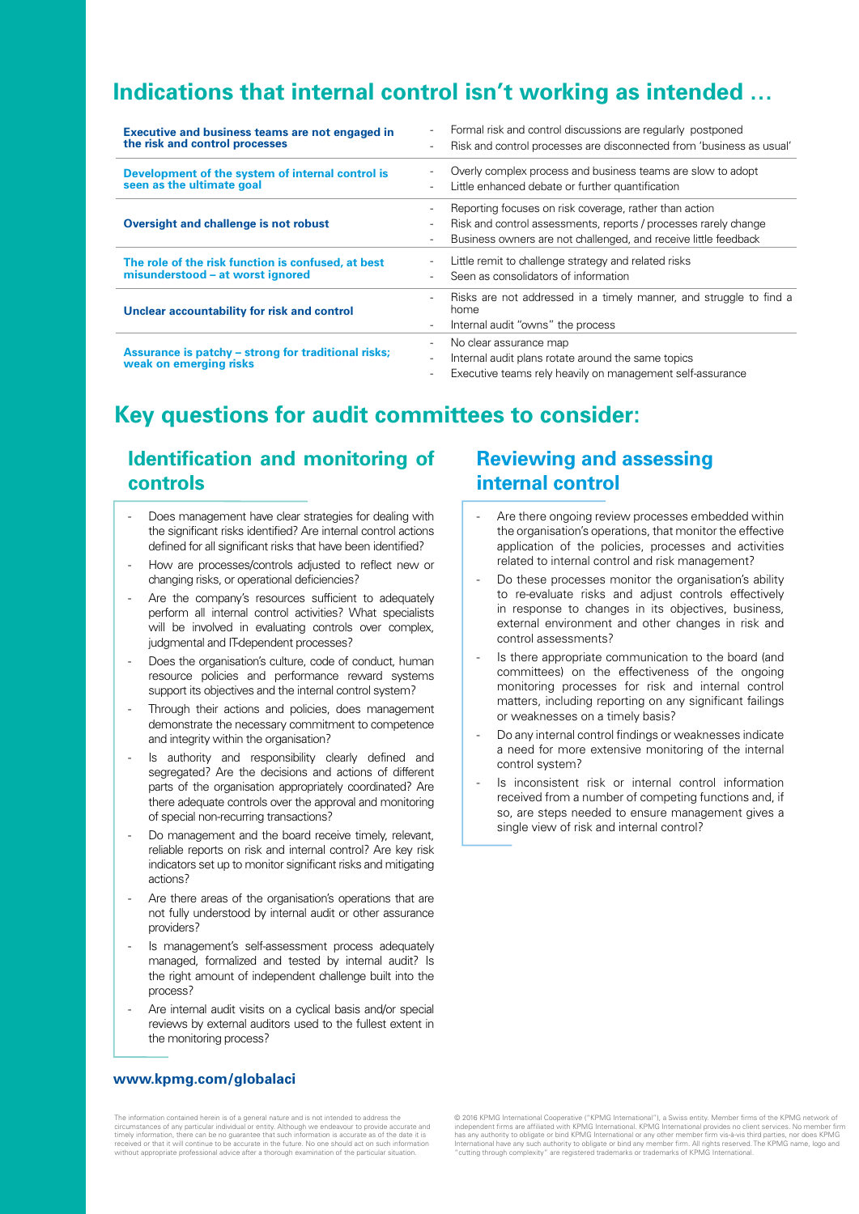## Indications that internal control isn't working as intended …

| | |
|---|---|
| **Executive and business teams are not engaged in the risk and control processes** | - Formal risk and control discussions are regularly postponed<br>- Risk and control processes are disconnected from 'business as usual' |
| **Development of the system of internal control is seen as the ultimate goal** | - Overly complex process and business teams are slow to adopt<br>- Little enhanced debate or further quantification |
| **Oversight and challenge is not robust** | - Reporting focuses on risk coverage, rather than action<br>- Risk and control assessments, reports / processes rarely change<br>- Business owners are not challenged, and receive little feedback |
| **The role of the risk function is confused, at best misunderstood – at worst ignored** | - Little remit to challenge strategy and related risks<br>- Seen as consolidators of information |
| **Unclear accountability for risk and control** | - Risks are not addressed in a timely manner, and struggle to find a home<br>- Internal audit "owns" the process |
| **Assurance is patchy – strong for traditional risks; weak on emerging risks** | - No clear assurance map<br>- Internal audit plans rotate around the same topics<br>- Executive teams rely heavily on management self-assurance |

## Key questions for audit committees to consider:

### Identification and monitoring of controls

- Does management have clear strategies for dealing with the significant risks identified? Are internal control actions defined for all significant risks that have been identified?
- How are processes/controls adjusted to reflect new or changing risks, or operational deficiencies?
- Are the company's resources sufficient to adequately perform all internal control activities? What specialists will be involved in evaluating controls over complex, judgmental and IT-dependent processes?
- Does the organisation's culture, code of conduct, human resource policies and performance reward systems support its objectives and the internal control system?
- Through their actions and policies, does management demonstrate the necessary commitment to competence and integrity within the organisation?
- Is authority and responsibility clearly defined and segregated? Are the decisions and actions of different parts of the organisation appropriately coordinated? Are there adequate controls over the approval and monitoring of special non-recurring transactions?
- Do management and the board receive timely, relevant, reliable reports on risk and internal control? Are key risk indicators set up to monitor significant risks and mitigating actions?
- Are there areas of the organisation's operations that are not fully understood by internal audit or other assurance providers?
- Is management's self-assessment process adequately managed, formalized and tested by internal audit? Is the right amount of independent challenge built into the process?
- Are internal audit visits on a cyclical basis and/or special reviews by external auditors used to the fullest extent in the monitoring process?

### Reviewing and assessing internal control

- Are there ongoing review processes embedded within the organisation's operations, that monitor the effective application of the policies, processes and activities related to internal control and risk management?
- Do these processes monitor the organisation's ability to re-evaluate risks and adjust controls effectively in response to changes in its objectives, business, external environment and other changes in risk and control assessments?
- Is there appropriate communication to the board (and committees) on the effectiveness of the ongoing monitoring processes for risk and internal control matters, including reporting on any significant failings or weaknesses on a timely basis?
- Do any internal control findings or weaknesses indicate a need for more extensive monitoring of the internal control system?
- Is inconsistent risk or internal control information received from a number of competing functions and, if so, are steps needed to ensure management gives a single view of risk and internal control?

**www.kpmg.com/globalaci**

The information contained herein is of a general nature and is not intended to address the circumstances of any particular individual or entity. Although we endeavour to provide accurate and timely information, there can be no guarantee that such information is accurate as of the date it is received or that it will continue to be accurate in the future. No one should act on such information without appropriate professional advice after a thorough examination of the particular situation.

© 2016 KPMG International Cooperative ("KPMG International"), a Swiss entity. Member firms of the KPMG network of independent firms are affiliated with KPMG International. KPMG International provides no client services. No member firm has any authority to obligate or bind KPMG International or any other member firm vis-à-vis third parties, nor does KPMG International have any such authority to obligate or bind any member firm. All rights reserved. The KPMG name, logo and "cutting through complexity" are registered trademarks or trademarks of KPMG International.